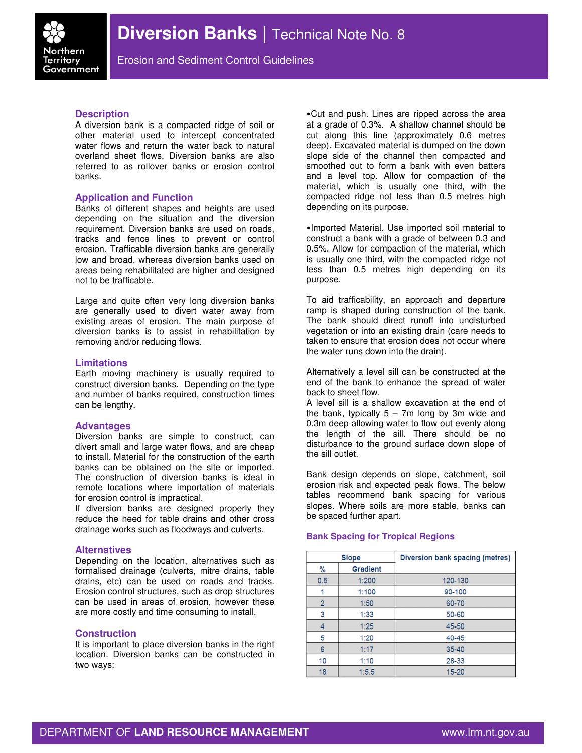# Diversion Banks | Technical Note No. 8

Erosion and Sediment Control Guidelines

## Description

A diversion bank is a compacted ridge of soil or other material used to intercept concentrated water flows and return the water back to natural overland sheet flows. Diversion banks are also referred to as rollover banks or erosion control banks.

## Application and Function

Banks of different shapes and heights are used depending on the situation and the diversion requirement. Diversion banks are used on roads, tracks and fence lines to prevent or control erosion. Trafficable diversion banks are generally low and broad, whereas diversion banks used on areas being rehabilitated are higher and designed not to be trafficable.

Large and quite often very long diversion banks are generally used to divert water away from existing areas of erosion. The main purpose of diversion banks is to assist in rehabilitation by removing and/or reducing flows.

## Limitations

Earth moving machinery is usually required to construct diversion banks. Depending on the type and number of banks required, construction times can be lengthy.

## Advantages

Diversion banks are simple to construct, can divert small and large water flows, and are cheap to install. Material for the construction of the earth banks can be obtained on the site or imported. The construction of diversion banks is ideal in remote locations where importation of materials for erosion control is impractical.

If diversion banks are designed properly they reduce the need for table drains and other cross drainage works such as floodways and culverts.

## Alternatives

Depending on the location, alternatives such as formalised drainage (culverts, mitre drains, table drains, etc) can be used on roads and tracks. Erosion control structures, such as drop structures can be used in areas of erosion, however these are more costly and time consuming to install.

## Construction

It is important to place diversion banks in the right location. Diversion banks can be constructed in two ways:

- Cut and push. Lines are ripped across the area at a grade of 0.3%. A shallow channel should be cut along this line (approximately 0.6 metres deep). Excavated material is dumped on the down slope side of the channel then compacted and smoothed out to form a bank with even batters and a level top. Allow for compaction of the material, which is usually one third, with the compacted ridge not less than 0.5 metres high depending on its purpose.

- Imported Material. Use imported soil material to construct a bank with a grade of between 0.3 and 0.5%. Allow for compaction of the material, which is usually one third, with the compacted ridge not less than 0.5 metres high depending on its purpose.

To aid trafficability, an approach and departure ramp is shaped during construction of the bank. The bank should direct runoff into undisturbed vegetation or into an existing drain (care needs to taken to ensure that erosion does not occur where the water runs down into the drain).

Alternatively a level sill can be constructed at the end of the bank to enhance the spread of water back to sheet flow.

A level sill is a shallow excavation at the end of the bank, typically 5 – 7m long by 3m wide and 0.3m deep allowing water to flow out evenly along the length of the sill. There should be no disturbance to the ground surface down slope of the sill outlet.

Bank design depends on slope, catchment, soil erosion risk and expected peak flows. The below tables recommend bank spacing for various slopes. Where soils are more stable, banks can be spaced further apart.

### Bank Spacing for Tropical Regions

| Slope | | Diversion bank spacing (metres) |
|---|---|---|
| % | Gradient | |
| 0.5 | 1:200 | 120-130 |
| 1 | 1:100 | 90-100 |
| 2 | 1:50 | 60-70 |
| 3 | 1:33 | 50-60 |
| 4 | 1:25 | 45-50 |
| 5 | 1:20 | 40-45 |
| 6 | 1:17 | 35-40 |
| 10 | 1:10 | 28-33 |
| 18 | 1:5.5 | 15-20 |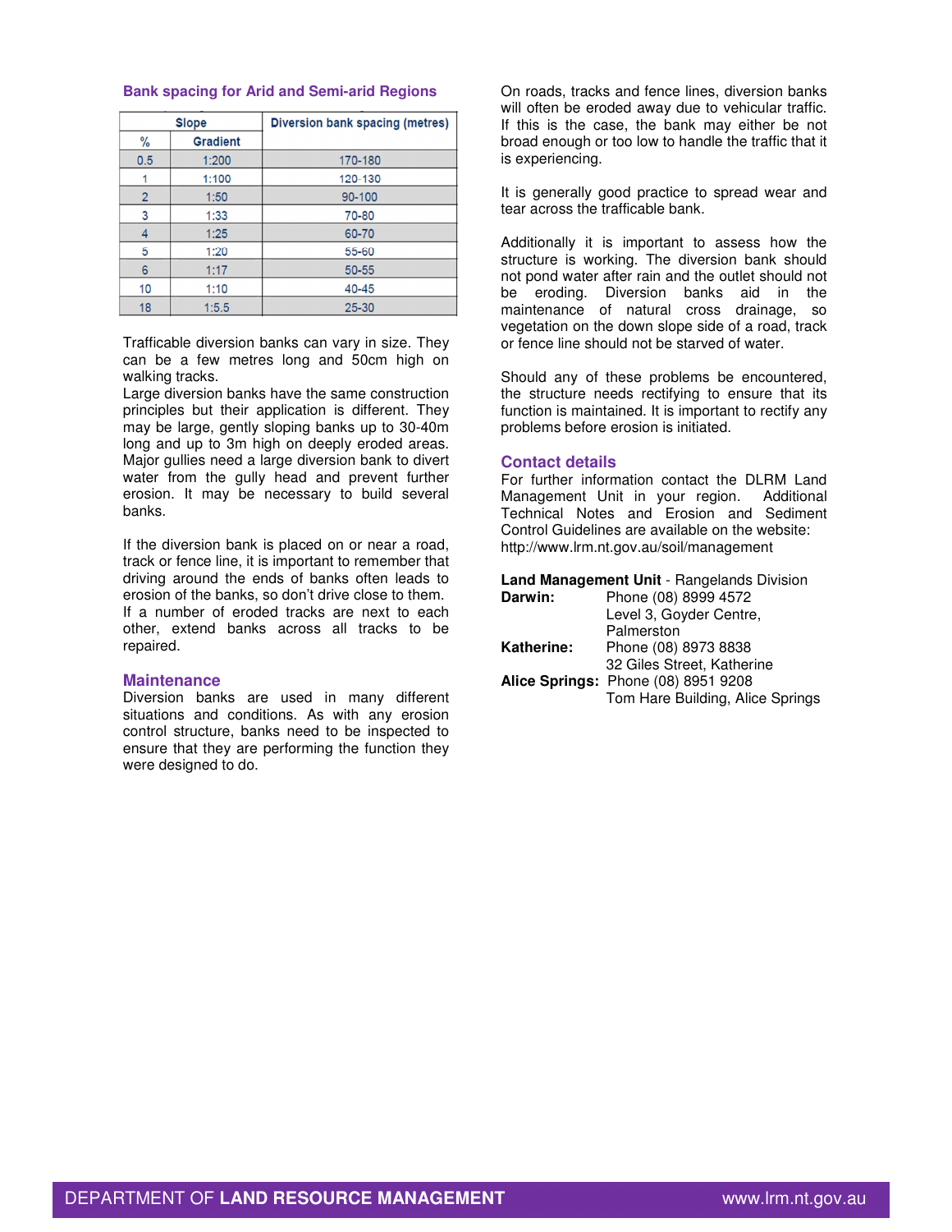## Bank spacing for Arid and Semi-arid Regions

| Slope | | Diversion bank spacing (metres) |
|---|---|---|
| % | Gradient | |
| 0.5 | 1:200 | 170-180 |
| 1 | 1:100 | 120-130 |
| 2 | 1:50 | 90-100 |
| 3 | 1:33 | 70-80 |
| 4 | 1:25 | 60-70 |
| 5 | 1:20 | 55-60 |
| 6 | 1:17 | 50-55 |
| 10 | 1:10 | 40-45 |
| 18 | 1:5.5 | 25-30 |

Trafficable diversion banks can vary in size. They can be a few metres long and 50cm high on walking tracks.
Large diversion banks have the same construction principles but their application is different. They may be large, gently sloping banks up to 30-40m long and up to 3m high on deeply eroded areas. Major gullies need a large diversion bank to divert water from the gully head and prevent further erosion. It may be necessary to build several banks.

If the diversion bank is placed on or near a road, track or fence line, it is important to remember that driving around the ends of banks often leads to erosion of the banks, so don't drive close to them. If a number of eroded tracks are next to each other, extend banks across all tracks to be repaired.

## Maintenance

Diversion banks are used in many different situations and conditions. As with any erosion control structure, banks need to be inspected to ensure that they are performing the function they were designed to do.

On roads, tracks and fence lines, diversion banks will often be eroded away due to vehicular traffic. If this is the case, the bank may either be not broad enough or too low to handle the traffic that it is experiencing.

It is generally good practice to spread wear and tear across the trafficable bank.

Additionally it is important to assess how the structure is working. The diversion bank should not pond water after rain and the outlet should not be eroding. Diversion banks aid in the maintenance of natural cross drainage, so vegetation on the down slope side of a road, track or fence line should not be starved of water.

Should any of these problems be encountered, the structure needs rectifying to ensure that its function is maintained. It is important to rectify any problems before erosion is initiated.

## Contact details

For further information contact the DLRM Land Management Unit in your region. Additional Technical Notes and Erosion and Sediment Control Guidelines are available on the website: http://www.lrm.nt.gov.au/soil/management

**Land Management Unit** - Rangelands Division

**Darwin:** Phone (08) 8999 4572
Level 3, Goyder Centre,
Palmerston

**Katherine:** Phone (08) 8973 8838
32 Giles Street, Katherine

**Alice Springs:** Phone (08) 8951 9208
Tom Hare Building, Alice Springs